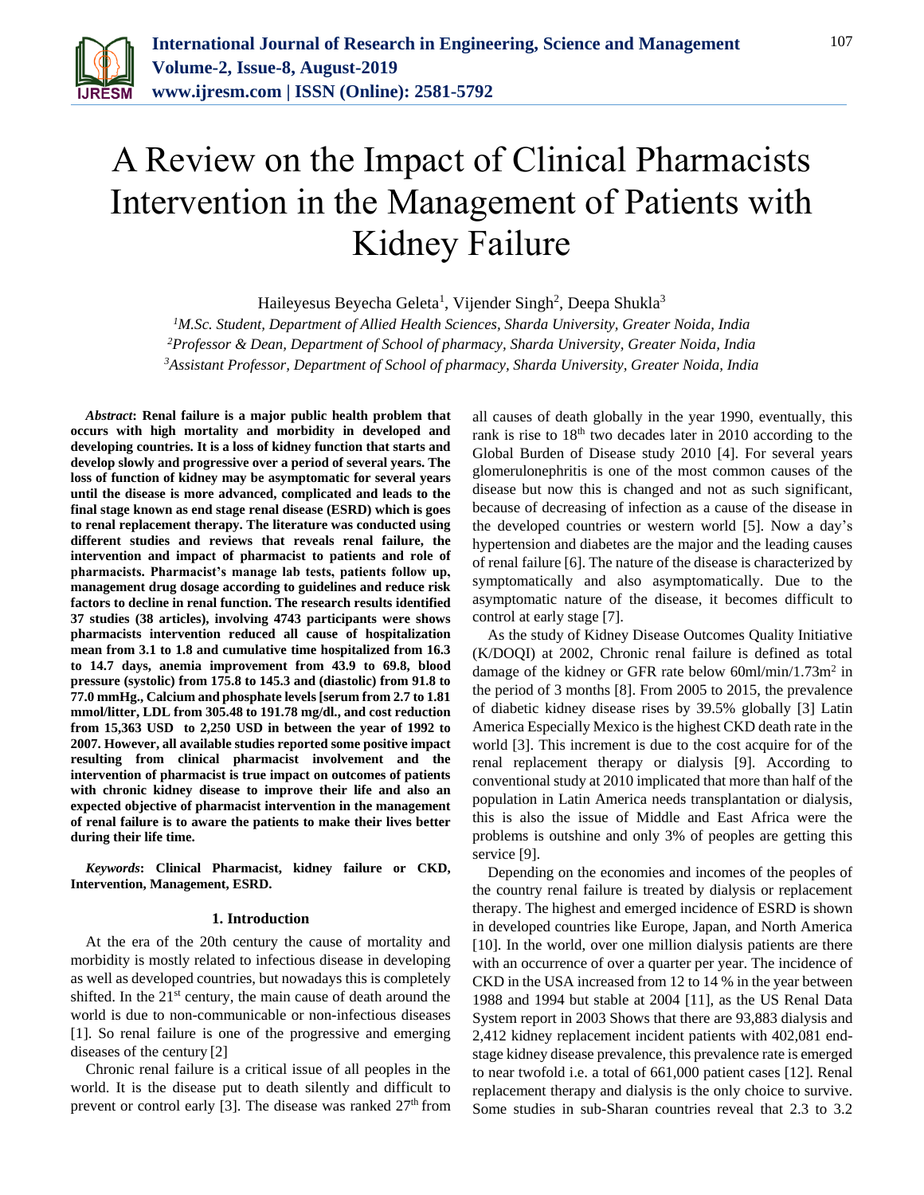# A Review on the Impact of Clinical Pharmacists Intervention in the Management of Patients with Kidney Failure

Haileyesus Beyecha Geleta[1], Vijender Singh[2], Deepa Shukla[3]

[1]*M.Sc. Student, Department of Allied Health Sciences, Sharda University, Greater Noida, India*
[2]*Professor & Dean, Department of School of pharmacy, Sharda University, Greater Noida, India*
[3]*Assistant Professor, Department of School of pharmacy, Sharda University, Greater Noida, India*

***Abstract*: Renal failure is a major public health problem that occurs with high mortality and morbidity in developed and developing countries. It is a loss of kidney function that starts and develop slowly and progressive over a period of several years. The loss of function of kidney may be asymptomatic for several years until the disease is more advanced, complicated and leads to the final stage known as end stage renal disease (ESRD) which is goes to renal replacement therapy. The literature was conducted using different studies and reviews that reveals renal failure, the intervention and impact of pharmacist to patients and role of pharmacists. Pharmacist's manage lab tests, patients follow up, management drug dosage according to guidelines and reduce risk factors to decline in renal function. The research results identified 37 studies (38 articles), involving 4743 participants were shows pharmacists intervention reduced all cause of hospitalization mean from 3.1 to 1.8 and cumulative time hospitalized from 16.3 to 14.7 days, anemia improvement from 43.9 to 69.8, blood pressure (systolic) from 175.8 to 145.3 and (diastolic) from 91.8 to 77.0 mmHg., Calcium and phosphate levels [serum from 2.7 to 1.81 mmol/litter, LDL from 305.48 to 191.78 mg/dl., and cost reduction from 15,363 USD to 2,250 USD in between the year of 1992 to 2007. However, all available studies reported some positive impact resulting from clinical pharmacist involvement and the intervention of pharmacist is true impact on outcomes of patients with chronic kidney disease to improve their life and also an expected objective of pharmacist intervention in the management of renal failure is to aware the patients to make their lives better during their life time.**

***Keywords*: Clinical Pharmacist, kidney failure or CKD, Intervention, Management, ESRD.**

## 1. Introduction

At the era of the 20th century the cause of mortality and morbidity is mostly related to infectious disease in developing as well as developed countries, but nowadays this is completely shifted. In the 21[st] century, the main cause of death around the world is due to non-communicable or non-infectious diseases [1]. So renal failure is one of the progressive and emerging diseases of the century [2]

Chronic renal failure is a critical issue of all peoples in the world. It is the disease put to death silently and difficult to prevent or control early [3]. The disease was ranked 27[th] from all causes of death globally in the year 1990, eventually, this rank is rise to 18[th] two decades later in 2010 according to the Global Burden of Disease study 2010 [4]. For several years glomerulonephritis is one of the most common causes of the disease but now this is changed and not as such significant, because of decreasing of infection as a cause of the disease in the developed countries or western world [5]. Now a day's hypertension and diabetes are the major and the leading causes of renal failure [6]. The nature of the disease is characterized by symptomatically and also asymptomatically. Due to the asymptomatic nature of the disease, it becomes difficult to control at early stage [7].

As the study of Kidney Disease Outcomes Quality Initiative (K/DOQI) at 2002, Chronic renal failure is defined as total damage of the kidney or GFR rate below 60ml/min/1.73m$^2$ in the period of 3 months [8]. From 2005 to 2015, the prevalence of diabetic kidney disease rises by 39.5% globally [3] Latin America Especially Mexico is the highest CKD death rate in the world [3]. This increment is due to the cost acquire for of the renal replacement therapy or dialysis [9]. According to conventional study at 2010 implicated that more than half of the population in Latin America needs transplantation or dialysis, this is also the issue of Middle and East Africa were the problems is outshine and only 3% of peoples are getting this service [9].

Depending on the economies and incomes of the peoples of the country renal failure is treated by dialysis or replacement therapy. The highest and emerged incidence of ESRD is shown in developed countries like Europe, Japan, and North America [10]. In the world, over one million dialysis patients are there with an occurrence of over a quarter per year. The incidence of CKD in the USA increased from 12 to 14 % in the year between 1988 and 1994 but stable at 2004 [11], as the US Renal Data System report in 2003 Shows that there are 93,883 dialysis and 2,412 kidney replacement incident patients with 402,081 end-stage kidney disease prevalence, this prevalence rate is emerged to near twofold i.e. a total of 661,000 patient cases [12]. Renal replacement therapy and dialysis is the only choice to survive. Some studies in sub-Sharan countries reveal that 2.3 to 3.2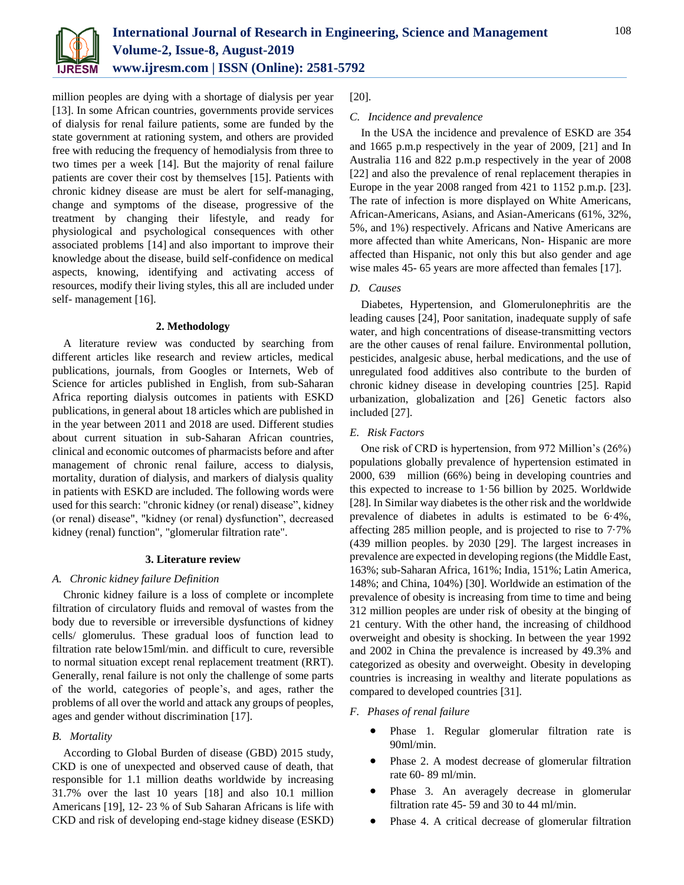million peoples are dying with a shortage of dialysis per year [13]. In some African countries, governments provide services of dialysis for renal failure patients, some are funded by the state government at rationing system, and others are provided free with reducing the frequency of hemodialysis from three to two times per a week [14]. But the majority of renal failure patients are cover their cost by themselves [15]. Patients with chronic kidney disease are must be alert for self-managing, change and symptoms of the disease, progressive of the treatment by changing their lifestyle, and ready for physiological and psychological consequences with other associated problems [14] and also important to improve their knowledge about the disease, build self-confidence on medical aspects, knowing, identifying and activating access of resources, modify their living styles, this all are included under self- management [16].

## 2. Methodology

A literature review was conducted by searching from different articles like research and review articles, medical publications, journals, from Googles or Internets, Web of Science for articles published in English, from sub-Saharan Africa reporting dialysis outcomes in patients with ESKD publications, in general about 18 articles which are published in in the year between 2011 and 2018 are used. Different studies about current situation in sub-Saharan African countries, clinical and economic outcomes of pharmacists before and after management of chronic renal failure, access to dialysis, mortality, duration of dialysis, and markers of dialysis quality in patients with ESKD are included. The following words were used for this search: "chronic kidney (or renal) disease", kidney (or renal) disease", "kidney (or renal) dysfunction", decreased kidney (renal) function", "glomerular filtration rate".

## 3. Literature review

### A. Chronic kidney failure Definition

Chronic kidney failure is a loss of complete or incomplete filtration of circulatory fluids and removal of wastes from the body due to reversible or irreversible dysfunctions of kidney cells/ glomerulus. These gradual loos of function lead to filtration rate below15ml/min. and difficult to cure, reversible to normal situation except renal replacement treatment (RRT). Generally, renal failure is not only the challenge of some parts of the world, categories of people's, and ages, rather the problems of all over the world and attack any groups of peoples, ages and gender without discrimination [17].

### B. Mortality

According to Global Burden of disease (GBD) 2015 study, CKD is one of unexpected and observed cause of death, that responsible for 1.1 million deaths worldwide by increasing 31.7% over the last 10 years [18] and also 10.1 million Americans [19], 12- 23 % of Sub Saharan Africans is life with CKD and risk of developing end-stage kidney disease (ESKD) [20].

### C. Incidence and prevalence

In the USA the incidence and prevalence of ESKD are 354 and 1665 p.m.p respectively in the year of 2009, [21] and In Australia 116 and 822 p.m.p respectively in the year of 2008 [22] and also the prevalence of renal replacement therapies in Europe in the year 2008 ranged from 421 to 1152 p.m.p. [23]. The rate of infection is more displayed on White Americans, African-Americans, Asians, and Asian-Americans (61%, 32%, 5%, and 1%) respectively. Africans and Native Americans are more affected than white Americans, Non- Hispanic are more affected than Hispanic, not only this but also gender and age wise males 45- 65 years are more affected than females [17].

### D. Causes

Diabetes, Hypertension, and Glomerulonephritis are the leading causes [24], Poor sanitation, inadequate supply of safe water, and high concentrations of disease-transmitting vectors are the other causes of renal failure. Environmental pollution, pesticides, analgesic abuse, herbal medications, and the use of unregulated food additives also contribute to the burden of chronic kidney disease in developing countries [25]. Rapid urbanization, globalization and [26] Genetic factors also included [27].

### E. Risk Factors

One risk of CRD is hypertension, from 972 Million's (26%) populations globally prevalence of hypertension estimated in 2000, 639 million (66%) being in developing countries and this expected to increase to 1·56 billion by 2025. Worldwide [28]. In Similar way diabetes is the other risk and the worldwide prevalence of diabetes in adults is estimated to be 6·4%, affecting 285 million people, and is projected to rise to 7·7% (439 million peoples. by 2030 [29]. The largest increases in prevalence are expected in developing regions (the Middle East, 163%; sub-Saharan Africa, 161%; India, 151%; Latin America, 148%; and China, 104%) [30]. Worldwide an estimation of the prevalence of obesity is increasing from time to time and being 312 million peoples are under risk of obesity at the binging of 21 century. With the other hand, the increasing of childhood overweight and obesity is shocking. In between the year 1992 and 2002 in China the prevalence is increased by 49.3% and categorized as obesity and overweight. Obesity in developing countries is increasing in wealthy and literate populations as compared to developed countries [31].

### F. Phases of renal failure

- Phase 1. Regular glomerular filtration rate is 90ml/min.
- Phase 2. A modest decrease of glomerular filtration rate 60- 89 ml/min.
- Phase 3. An averagely decrease in glomerular filtration rate 45- 59 and 30 to 44 ml/min.
- Phase 4. A critical decrease of glomerular filtration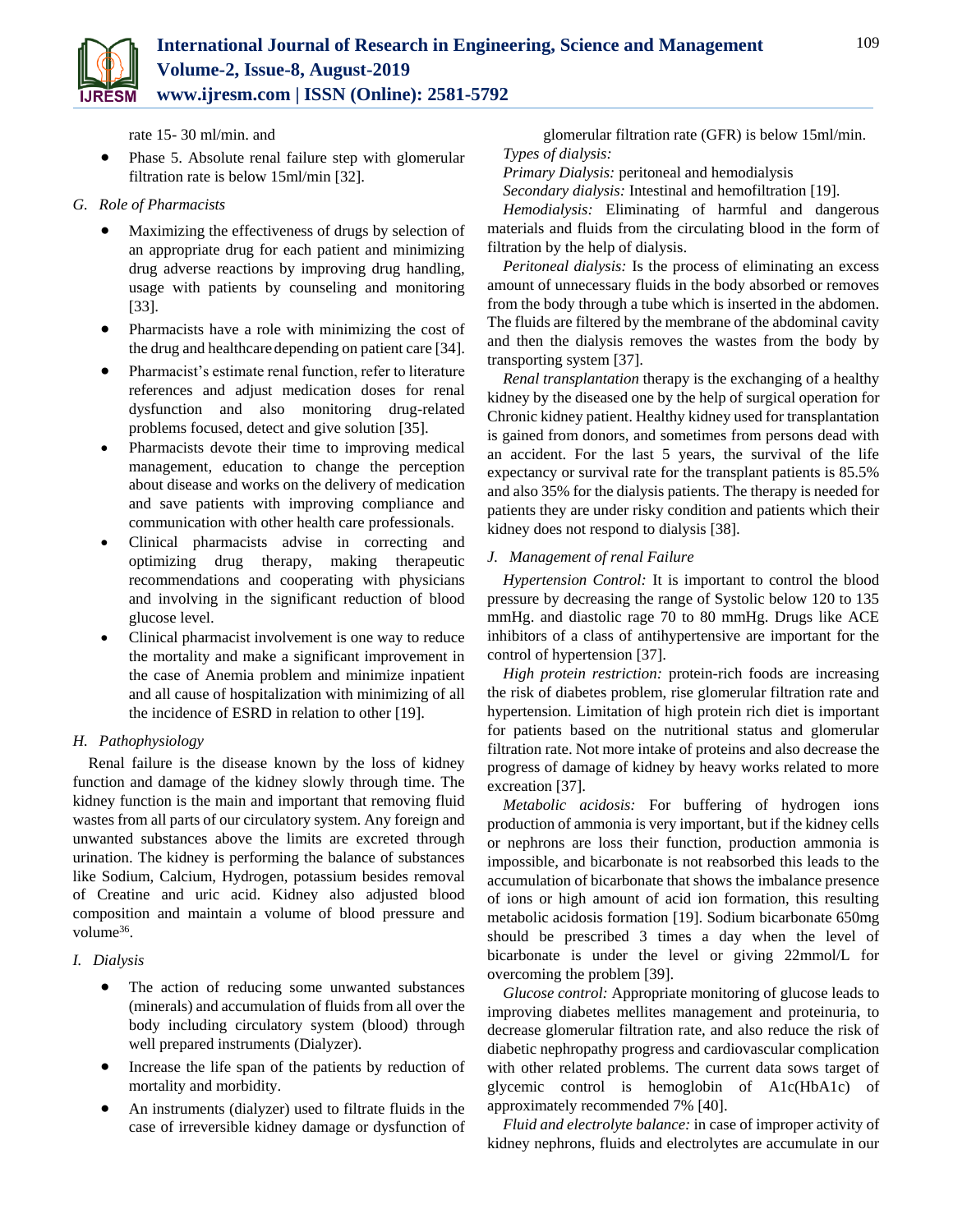rate 15- 30 ml/min. and

- Phase 5. Absolute renal failure step with glomerular filtration rate is below 15ml/min [32].

### G. Role of Pharmacists

- Maximizing the effectiveness of drugs by selection of an appropriate drug for each patient and minimizing drug adverse reactions by improving drug handling, usage with patients by counseling and monitoring [33].
- Pharmacists have a role with minimizing the cost of the drug and healthcare depending on patient care [34].
- Pharmacist's estimate renal function, refer to literature references and adjust medication doses for renal dysfunction and also monitoring drug-related problems focused, detect and give solution [35].
- Pharmacists devote their time to improving medical management, education to change the perception about disease and works on the delivery of medication and save patients with improving compliance and communication with other health care professionals.
- Clinical pharmacists advise in correcting and optimizing drug therapy, making therapeutic recommendations and cooperating with physicians and involving in the significant reduction of blood glucose level.
- Clinical pharmacist involvement is one way to reduce the mortality and make a significant improvement in the case of Anemia problem and minimize inpatient and all cause of hospitalization with minimizing of all the incidence of ESRD in relation to other [19].

### H. Pathophysiology

Renal failure is the disease known by the loss of kidney function and damage of the kidney slowly through time. The kidney function is the main and important that removing fluid wastes from all parts of our circulatory system. Any foreign and unwanted substances above the limits are excreted through urination. The kidney is performing the balance of substances like Sodium, Calcium, Hydrogen, potassium besides removal of Creatine and uric acid. Kidney also adjusted blood composition and maintain a volume of blood pressure and volume[36].

### I. Dialysis

- The action of reducing some unwanted substances (minerals) and accumulation of fluids from all over the body including circulatory system (blood) through well prepared instruments (Dialyzer).
- Increase the life span of the patients by reduction of mortality and morbidity.
- An instruments (dialyzer) used to filtrate fluids in the case of irreversible kidney damage or dysfunction of glomerular filtration rate (GFR) is below 15ml/min.

*Types of dialysis:*

*Primary Dialysis:* peritoneal and hemodialysis

*Secondary dialysis:* Intestinal and hemofiltration [19].

*Hemodialysis:* Eliminating of harmful and dangerous materials and fluids from the circulating blood in the form of filtration by the help of dialysis.

*Peritoneal dialysis:* Is the process of eliminating an excess amount of unnecessary fluids in the body absorbed or removes from the body through a tube which is inserted in the abdomen. The fluids are filtered by the membrane of the abdominal cavity and then the dialysis removes the wastes from the body by transporting system [37].

*Renal transplantation* therapy is the exchanging of a healthy kidney by the diseased one by the help of surgical operation for Chronic kidney patient. Healthy kidney used for transplantation is gained from donors, and sometimes from persons dead with an accident. For the last 5 years, the survival of the life expectancy or survival rate for the transplant patients is 85.5% and also 35% for the dialysis patients. The therapy is needed for patients they are under risky condition and patients which their kidney does not respond to dialysis [38].

### J. Management of renal Failure

*Hypertension Control:* It is important to control the blood pressure by decreasing the range of Systolic below 120 to 135 mmHg. and diastolic rage 70 to 80 mmHg. Drugs like ACE inhibitors of a class of antihypertensive are important for the control of hypertension [37].

*High protein restriction:* protein-rich foods are increasing the risk of diabetes problem, rise glomerular filtration rate and hypertension. Limitation of high protein rich diet is important for patients based on the nutritional status and glomerular filtration rate. Not more intake of proteins and also decrease the progress of damage of kidney by heavy works related to more excreation [37].

*Metabolic acidosis:* For buffering of hydrogen ions production of ammonia is very important, but if the kidney cells or nephrons are loss their function, production ammonia is impossible, and bicarbonate is not reabsorbed this leads to the accumulation of bicarbonate that shows the imbalance presence of ions or high amount of acid ion formation, this resulting metabolic acidosis formation [19]. Sodium bicarbonate 650mg should be prescribed 3 times a day when the level of bicarbonate is under the level or giving 22mmol/L for overcoming the problem [39].

*Glucose control:* Appropriate monitoring of glucose leads to improving diabetes mellites management and proteinuria, to decrease glomerular filtration rate, and also reduce the risk of diabetic nephropathy progress and cardiovascular complication with other related problems. The current data sows target of glycemic control is hemoglobin of A1c(HbA1c) of approximately recommended 7% [40].

*Fluid and electrolyte balance:* in case of improper activity of kidney nephrons, fluids and electrolytes are accumulate in our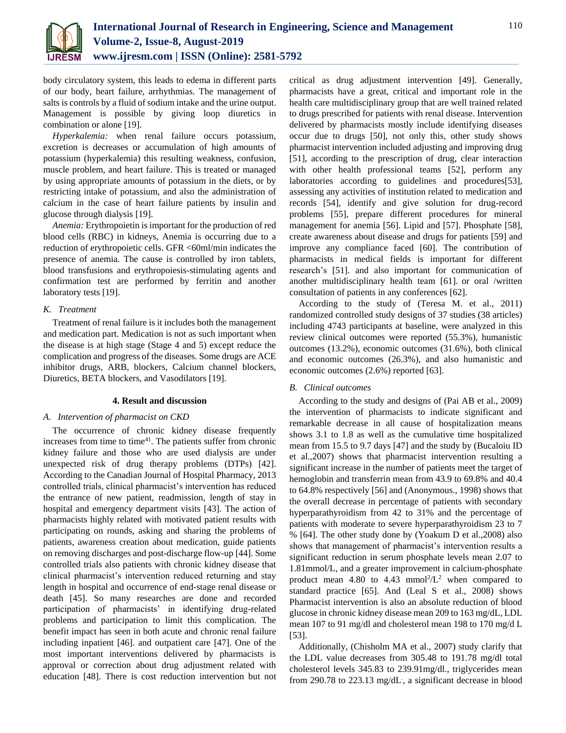body circulatory system, this leads to edema in different parts of our body, heart failure, arrhythmias. The management of salts is controls by a fluid of sodium intake and the urine output. Management is possible by giving loop diuretics in combination or alone [19].

*Hyperkalemia:* when renal failure occurs potassium, excretion is decreases or accumulation of high amounts of potassium (hyperkalemia) this resulting weakness, confusion, muscle problem, and heart failure. This is treated or managed by using appropriate amounts of potassium in the diets, or by restricting intake of potassium, and also the administration of calcium in the case of heart failure patients by insulin and glucose through dialysis [19].

*Anemia:* Erythropoietin is important for the production of red blood cells (RBC) in kidneys, Anemia is occurring due to a reduction of erythropoietic cells. GFR <60ml/min indicates the presence of anemia. The cause is controlled by iron tablets, blood transfusions and erythropoiesis-stimulating agents and confirmation test are performed by ferritin and another laboratory tests [19].

### *K. Treatment*

Treatment of renal failure is it includes both the management and medication part. Medication is not as such important when the disease is at high stage (Stage 4 and 5) except reduce the complication and progress of the diseases. Some drugs are ACE inhibitor drugs, ARB, blockers, Calcium channel blockers, Diuretics, BETA blockers, and Vasodilators [19].

## 4. Result and discussion

### *A. Intervention of pharmacist on CKD*

The occurrence of chronic kidney disease frequently increases from time to time[41]. The patients suffer from chronic kidney failure and those who are used dialysis are under unexpected risk of drug therapy problems (DTPs) [42]. According to the Canadian Journal of Hospital Pharmacy, 2013 controlled trials, clinical pharmacist's intervention has reduced the entrance of new patient, readmission, length of stay in hospital and emergency department visits [43]. The action of pharmacists highly related with motivated patient results with participating on rounds, asking and sharing the problems of patients, awareness creation about medication, guide patients on removing discharges and post-discharge flow-up [44]. Some controlled trials also patients with chronic kidney disease that clinical pharmacist's intervention reduced returning and stay length in hospital and occurrence of end-stage renal disease or death [45]. So many researches are done and recorded participation of pharmacists' in identifying drug-related problems and participation to limit this complication. The benefit impact has seen in both acute and chronic renal failure including inpatient [46]. and outpatient care [47]. One of the most important interventions delivered by pharmacists is approval or correction about drug adjustment related with education [48]. There is cost reduction intervention but not critical as drug adjustment intervention [49]. Generally, pharmacists have a great, critical and important role in the health care multidisciplinary group that are well trained related to drugs prescribed for patients with renal disease. Intervention delivered by pharmacists mostly include identifying diseases occur due to drugs [50], not only this, other study shows pharmacist intervention included adjusting and improving drug [51], according to the prescription of drug, clear interaction with other health professional teams [52], perform any laboratories according to guidelines and procedures[53], assessing any activities of institution related to medication and records [54], identify and give solution for drug-record problems [55], prepare different procedures for mineral management for anemia [56]. Lipid and [57]. Phosphate [58], create awareness about disease and drugs for patients [59] and improve any compliance faced [60]. The contribution of pharmacists in medical fields is important for different research's [51]. and also important for communication of another multidisciplinary health team [61]. or oral /written consultation of patients in any conferences [62].

According to the study of (Teresa M. et al., 2011) randomized controlled study designs of 37 studies (38 articles) including 4743 participants at baseline, were analyzed in this review clinical outcomes were reported (55.3%), humanistic outcomes (13.2%), economic outcomes (31.6%), both clinical and economic outcomes (26.3%), and also humanistic and economic outcomes (2.6%) reported [63].

### *B. Clinical outcomes*

According to the study and designs of (Pai AB et al., 2009) the intervention of pharmacists to indicate significant and remarkable decrease in all cause of hospitalization means shows 3.1 to 1.8 as well as the cumulative time hospitalized mean from 15.5 to 9.7 days [47] and the study by (Bucaloiu ID et al.,2007) shows that pharmacist intervention resulting a significant increase in the number of patients meet the target of hemoglobin and transferrin mean from 43.9 to 69.8% and 40.4 to 64.8% respectively [56] and (Anonymous., 1998) shows that the overall decrease in percentage of patients with secondary hyperparathyroidism from 42 to 31% and the percentage of patients with moderate to severe hyperparathyroidism 23 to 7 % [64]. The other study done by (Yoakum D et al.,2008) also shows that management of pharmacist's intervention results a significant reduction in serum phosphate levels mean 2.07 to 1.81mmol/L, and a greater improvement in calcium-phosphate product mean 4.80 to 4.43 $mmol^2/L^2$ when compared to standard practice [65]. And (Leal S et al., 2008) shows Pharmacist intervention is also an absolute reduction of blood glucose in chronic kidney disease mean 209 to 163 mg/dL, LDL mean 107 to 91 mg/dl and cholesterol mean 198 to 170 mg/d L [53].

Additionally, (Chisholm MA et al., 2007) study clarify that the LDL value decreases from 305.48 to 191.78 mg/dl total cholesterol levels 345.83 to 239.91mg/dl., triglycerides mean from 290.78 to 223.13 mg/dL, a significant decrease in blood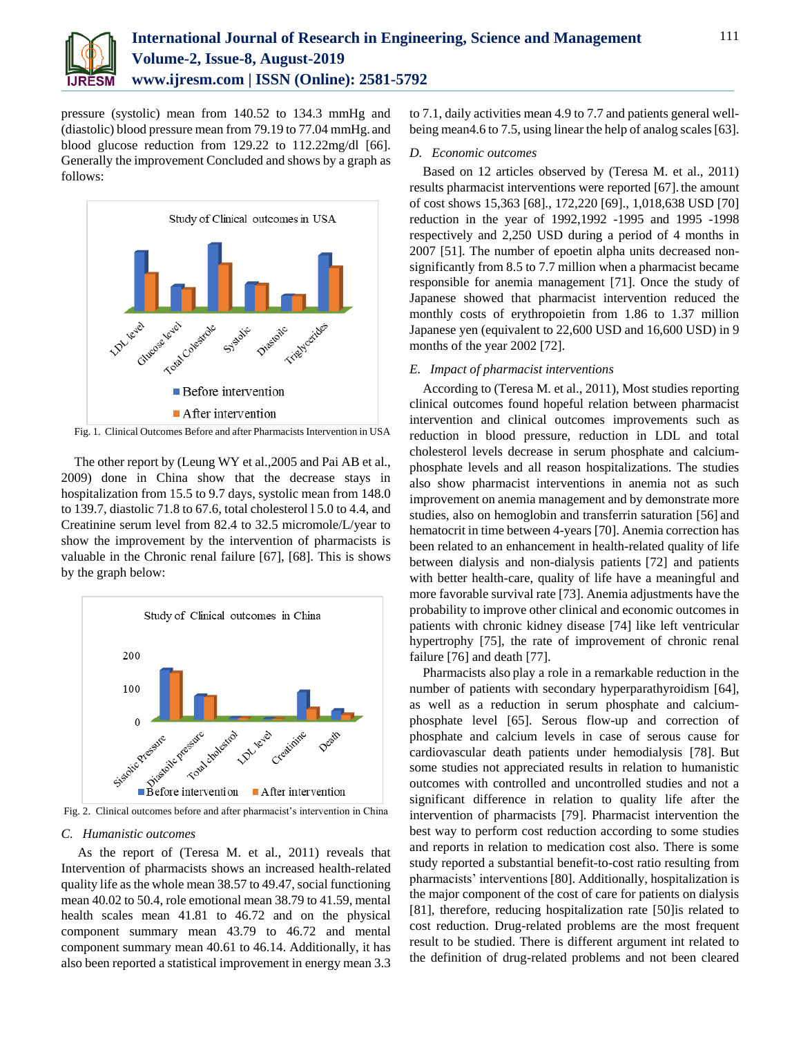pressure (systolic) mean from 140.52 to 134.3 mmHg and (diastolic) blood pressure mean from 79.19 to 77.04 mmHg. and blood glucose reduction from 129.22 to 112.22mg/dl [66]. Generally the improvement Concluded and shows by a graph as follows:

Fig. 1. Clinical Outcomes Before and after Pharmacists Intervention in USA

The other report by (Leung WY et al.,2005 and Pai AB et al., 2009) done in China show that the decrease stays in hospitalization from 15.5 to 9.7 days, systolic mean from 148.0 to 139.7, diastolic 71.8 to 67.6, total cholesterol l 5.0 to 4.4, and Creatinine serum level from 82.4 to 32.5 micromole/L/year to show the improvement by the intervention of pharmacists is valuable in the Chronic renal failure [67], [68]. This is shows by the graph below:

Fig. 2. Clinical outcomes before and after pharmacist's intervention in China

### C. Humanistic outcomes

As the report of (Teresa M. et al., 2011) reveals that Intervention of pharmacists shows an increased health-related quality life as the whole mean 38.57 to 49.47, social functioning mean 40.02 to 50.4, role emotional mean 38.79 to 41.59, mental health scales mean 41.81 to 46.72 and on the physical component summary mean 43.79 to 46.72 and mental component summary mean 40.61 to 46.14. Additionally, it has also been reported a statistical improvement in energy mean 3.3 to 7.1, daily activities mean 4.9 to 7.7 and patients general well-being mean4.6 to 7.5, using linear the help of analog scales [63].

### D. Economic outcomes

Based on 12 articles observed by (Teresa M. et al., 2011) results pharmacist interventions were reported [67]. the amount of cost shows 15,363 [68]., 172,220 [69]., 1,018,638 USD [70] reduction in the year of 1992,1992 -1995 and 1995 -1998 respectively and 2,250 USD during a period of 4 months in 2007 [51]. The number of epoetin alpha units decreased non-significantly from 8.5 to 7.7 million when a pharmacist became responsible for anemia management [71]. Once the study of Japanese showed that pharmacist intervention reduced the monthly costs of erythropoietin from 1.86 to 1.37 million Japanese yen (equivalent to 22,600 USD and 16,600 USD) in 9 months of the year 2002 [72].

### E. Impact of pharmacist interventions

According to (Teresa M. et al., 2011), Most studies reporting clinical outcomes found hopeful relation between pharmacist intervention and clinical outcomes improvements such as reduction in blood pressure, reduction in LDL and total cholesterol levels decrease in serum phosphate and calcium-phosphate levels and all reason hospitalizations. The studies also show pharmacist interventions in anemia not as such improvement on anemia management and by demonstrate more studies, also on hemoglobin and transferrin saturation [56] and hematocrit in time between 4-years [70]. Anemia correction has been related to an enhancement in health-related quality of life between dialysis and non-dialysis patients [72] and patients with better health-care, quality of life have a meaningful and more favorable survival rate [73]. Anemia adjustments have the probability to improve other clinical and economic outcomes in patients with chronic kidney disease [74] like left ventricular hypertrophy [75], the rate of improvement of chronic renal failure [76] and death [77].

Pharmacists also play a role in a remarkable reduction in the number of patients with secondary hyperparathyroidism [64], as well as a reduction in serum phosphate and calcium-phosphate level [65]. Serous flow-up and correction of phosphate and calcium levels in case of serous cause for cardiovascular death patients under hemodialysis [78]. But some studies not appreciated results in relation to humanistic outcomes with controlled and uncontrolled studies and not a significant difference in relation to quality life after the intervention of pharmacists [79]. Pharmacist intervention the best way to perform cost reduction according to some studies and reports in relation to medication cost also. There is some study reported a substantial benefit-to-cost ratio resulting from pharmacists' interventions [80]. Additionally, hospitalization is the major component of the cost of care for patients on dialysis [81], therefore, reducing hospitalization rate [50]is related to cost reduction. Drug-related problems are the most frequent result to be studied. There is different argument int related to the definition of drug-related problems and not been cleared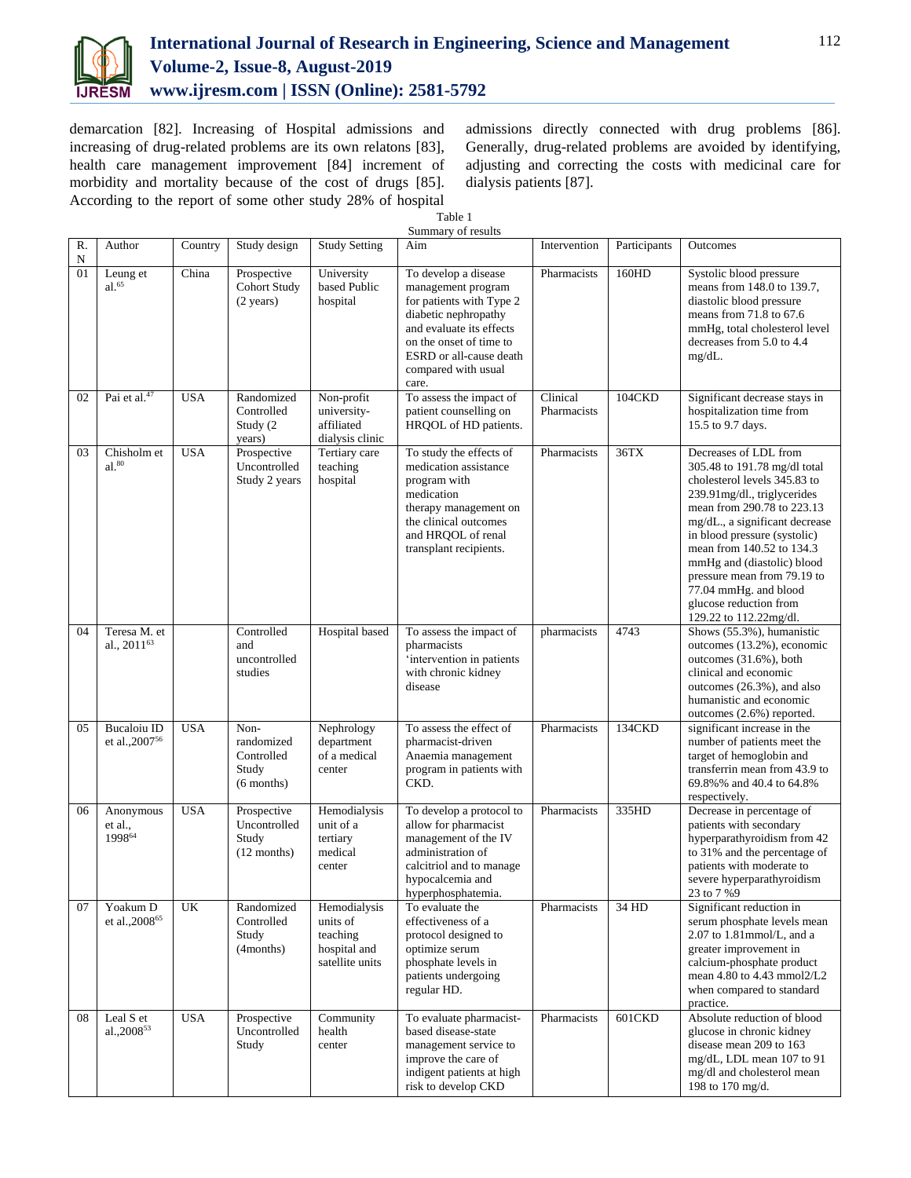demarcation [82]. Increasing of Hospital admissions and increasing of drug-related problems are its own relatons [83], health care management improvement [84] increment of morbidity and mortality because of the cost of drugs [85]. According to the report of some other study 28% of hospital admissions directly connected with drug problems [86]. Generally, drug-related problems are avoided by identifying, adjusting and correcting the costs with medicinal care for dialysis patients [87].

Table 1
Summary of results

| R. N | Author | Country | Study design | Study Setting | Aim | Intervention | Participants | Outcomes |
|---|---|---|---|---|---|---|---|---|
| 01 | Leung et al.[65] | China | Prospective Cohort Study (2 years) | University based Public hospital | To develop a disease management program for patients with Type 2 diabetic nephropathy and evaluate its effects on the onset of time to ESRD or all-cause death compared with usual care. | Pharmacists | 160HD | Systolic blood pressure means from 148.0 to 139.7, diastolic blood pressure means from 71.8 to 67.6 mmHg, total cholesterol level decreases from 5.0 to 4.4 mg/dL. |
| 02 | Pai et al.[47] | USA | Randomized Controlled Study (2 years) | Non-profit university-affiliated dialysis clinic | To assess the impact of patient counselling on HRQOL of HD patients. | Clinical Pharmacists | 104CKD | Significant decrease stays in hospitalization time from 15.5 to 9.7 days. |
| 03 | Chisholm et al.[80] | USA | Prospective Uncontrolled Study 2 years | Tertiary care teaching hospital | To study the effects of medication assistance program with medication therapy management on the clinical outcomes and HRQOL of renal transplant recipients. | Pharmacists | 36TX | Decreases of LDL from 305.48 to 191.78 mg/dl total cholesterol levels 345.83 to 239.91mg/dl., triglycerides mean from 290.78 to 223.13 mg/dL., a significant decrease in blood pressure (systolic) mean from 140.52 to 134.3 mmHg and (diastolic) blood pressure mean from 79.19 to 77.04 mmHg. and blood glucose reduction from 129.22 to 112.22mg/dl. |
| 04 | Teresa M. et al., 2011[63] | | Controlled and uncontrolled studies | Hospital based | To assess the impact of pharmacists 'intervention in patients with chronic kidney disease | pharmacists | 4743 | Shows (55.3%), humanistic outcomes (13.2%), economic outcomes (31.6%), both clinical and economic outcomes (26.3%), and also humanistic and economic outcomes (2.6%) reported. |
| 05 | Bucaloiu ID et al.,2007[56] | USA | Non-randomized Controlled Study (6 months) | Nephrology department of a medical center | To assess the effect of pharmacist-driven Anaemia management program in patients with CKD. | Pharmacists | 134CKD | significant increase in the number of patients meet the target of hemoglobin and transferrin mean from 43.9 to 69.8%% and 40.4 to 64.8% respectively. |
| 06 | Anonymous et al., 1998[64] | USA | Prospective Uncontrolled Study (12 months) | Hemodialysis unit of a tertiary medical center | To develop a protocol to allow for pharmacist management of the IV administration of calcitriol and to manage hypocalcemia and hyperphosphatemia. | Pharmacists | 335HD | Decrease in percentage of patients with secondary hyperparathyroidism from 42 to 31% and the percentage of patients with moderate to severe hyperparathyroidism 23 to 7 %9 |
| 07 | Yoakum D et al.,2008[65] | UK | Randomized Controlled Study (4months) | Hemodialysis units of teaching hospital and satellite units | To evaluate the effectiveness of a protocol designed to optimize serum phosphate levels in patients undergoing regular HD. | Pharmacists | 34 HD | Significant reduction in serum phosphate levels mean 2.07 to 1.81mmol/L, and a greater improvement in calcium-phosphate product mean 4.80 to 4.43 mmol2/L2 when compared to standard practice. |
| 08 | Leal S et al.,2008[53] | USA | Prospective Uncontrolled Study | Community health center | To evaluate pharmacist-based disease-state management service to improve the care of indigent patients at high risk to develop CKD | Pharmacists | 601CKD | Absolute reduction of blood glucose in chronic kidney disease mean 209 to 163 mg/dL, LDL mean 107 to 91 mg/dl and cholesterol mean 198 to 170 mg/d. |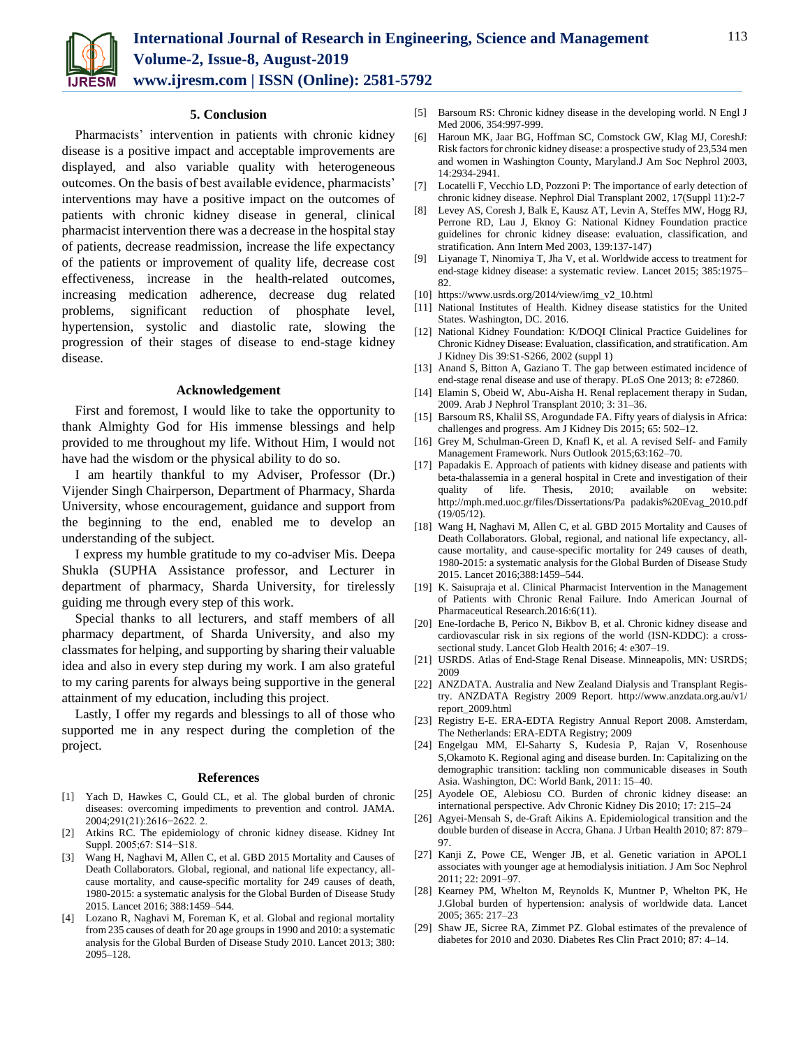## 5. Conclusion

Pharmacists' intervention in patients with chronic kidney disease is a positive impact and acceptable improvements are displayed, and also variable quality with heterogeneous outcomes. On the basis of best available evidence, pharmacists' interventions may have a positive impact on the outcomes of patients with chronic kidney disease in general, clinical pharmacist intervention there was a decrease in the hospital stay of patients, decrease readmission, increase the life expectancy of the patients or improvement of quality life, decrease cost effectiveness, increase in the health-related outcomes, increasing medication adherence, decrease dug related problems, significant reduction of phosphate level, hypertension, systolic and diastolic rate, slowing the progression of their stages of disease to end-stage kidney disease.

## Acknowledgement

First and foremost, I would like to take the opportunity to thank Almighty God for His immense blessings and help provided to me throughout my life. Without Him, I would not have had the wisdom or the physical ability to do so.

I am heartily thankful to my Adviser, Professor (Dr.) Vijender Singh Chairperson, Department of Pharmacy, Sharda University, whose encouragement, guidance and support from the beginning to the end, enabled me to develop an understanding of the subject.

I express my humble gratitude to my co-adviser Mis. Deepa Shukla (SUPHA Assistance professor, and Lecturer in department of pharmacy, Sharda University, for tirelessly guiding me through every step of this work.

Special thanks to all lecturers, and staff members of all pharmacy department, of Sharda University, and also my classmates for helping, and supporting by sharing their valuable idea and also in every step during my work. I am also grateful to my caring parents for always being supportive in the general attainment of my education, including this project.

Lastly, I offer my regards and blessings to all of those who supported me in any respect during the completion of the project.

## References

[1] Yach D, Hawkes C, Gould CL, et al. The global burden of chronic diseases: overcoming impediments to prevention and control. JAMA. 2004;291(21):2616−2622. 2.

[2] Atkins RC. The epidemiology of chronic kidney disease. Kidney Int Suppl. 2005;67: S14−S18.

[3] Wang H, Naghavi M, Allen C, et al. GBD 2015 Mortality and Causes of Death Collaborators. Global, regional, and national life expectancy, all-cause mortality, and cause-specific mortality for 249 causes of death, 1980-2015: a systematic analysis for the Global Burden of Disease Study 2015. Lancet 2016; 388:1459–544.

[4] Lozano R, Naghavi M, Foreman K, et al. Global and regional mortality from 235 causes of death for 20 age groups in 1990 and 2010: a systematic analysis for the Global Burden of Disease Study 2010. Lancet 2013; 380: 2095–128.

[5] Barsoum RS: Chronic kidney disease in the developing world. N Engl J Med 2006, 354:997-999.

[6] Haroun MK, Jaar BG, Hoffman SC, Comstock GW, Klag MJ, CoreshJ: Risk factors for chronic kidney disease: a prospective study of 23,534 men and women in Washington County, Maryland.J Am Soc Nephrol 2003, 14:2934-2941.

[7] Locatelli F, Vecchio LD, Pozzoni P: The importance of early detection of chronic kidney disease. Nephrol Dial Transplant 2002, 17(Suppl 11):2-7

[8] Levey AS, Coresh J, Balk E, Kausz AT, Levin A, Steffes MW, Hogg RJ, Perrone RD, Lau J, Eknoy G: National Kidney Foundation practice guidelines for chronic kidney disease: evaluation, classification, and stratification. Ann Intern Med 2003, 139:137-147)

[9] Liyanage T, Ninomiya T, Jha V, et al. Worldwide access to treatment for end-stage kidney disease: a systematic review. Lancet 2015; 385:1975–82.

[10] https://www.usrds.org/2014/view/img_v2_10.html

[11] National Institutes of Health. Kidney disease statistics for the United States. Washington, DC. 2016.

[12] National Kidney Foundation: K/DOQI Clinical Practice Guidelines for Chronic Kidney Disease: Evaluation, classification, and stratification. Am J Kidney Dis 39:S1-S266, 2002 (suppl 1)

[13] Anand S, Bitton A, Gaziano T. The gap between estimated incidence of end-stage renal disease and use of therapy. PLoS One 2013; 8: e72860.

[14] Elamin S, Obeid W, Abu-Aisha H. Renal replacement therapy in Sudan, 2009. Arab J Nephrol Transplant 2010; 3: 31–36.

[15] Barsoum RS, Khalil SS, Arogundade FA. Fifty years of dialysis in Africa: challenges and progress. Am J Kidney Dis 2015; 65: 502–12.

[16] Grey M, Schulman-Green D, Knafl K, et al. A revised Self- and Family Management Framework. Nurs Outlook 2015;63:162–70.

[17] Papadakis E. Approach of patients with kidney disease and patients with beta-thalassemia in a general hospital in Crete and investigation of their quality of life. Thesis, 2010; available on website: http://mph.med.uoc.gr/files/Dissertations/Pa padakis%20Evag_2010.pdf (19/05/12).

[18] Wang H, Naghavi M, Allen C, et al. GBD 2015 Mortality and Causes of Death Collaborators. Global, regional, and national life expectancy, all-cause mortality, and cause-specific mortality for 249 causes of death, 1980-2015: a systematic analysis for the Global Burden of Disease Study 2015. Lancet 2016;388:1459–544.

[19] K. Saisupraja et al. Clinical Pharmacist Intervention in the Management of Patients with Chronic Renal Failure. Indo American Journal of Pharmaceutical Research.2016:6(11).

[20] Ene-Iordache B, Perico N, Bikbov B, et al. Chronic kidney disease and cardiovascular risk in six regions of the world (ISN-KDDC): a cross-sectional study. Lancet Glob Health 2016; 4: e307–19.

[21] USRDS. Atlas of End-Stage Renal Disease. Minneapolis, MN: USRDS; 2009

[22] ANZDATA. Australia and New Zealand Dialysis and Transplant Registry. ANZDATA Registry 2009 Report. http://www.anzdata.org.au/v1/report_2009.html

[23] Registry E-E. ERA-EDTA Registry Annual Report 2008. Amsterdam, The Netherlands: ERA-EDTA Registry; 2009

[24] Engelgau MM, El-Saharty S, Kudesia P, Rajan V, Rosenhouse S,Okamoto K. Regional aging and disease burden. In: Capitalizing on the demographic transition: tackling non communicable diseases in South Asia. Washington, DC: World Bank, 2011: 15–40.

[25] Ayodele OE, Alebiosu CO. Burden of chronic kidney disease: an international perspective. Adv Chronic Kidney Dis 2010; 17: 215–24

[26] Agyei-Mensah S, de-Graft Aikins A. Epidemiological transition and the double burden of disease in Accra, Ghana. J Urban Health 2010; 87: 879–97.

[27] Kanji Z, Powe CE, Wenger JB, et al. Genetic variation in APOL1 associates with younger age at hemodialysis initiation. J Am Soc Nephrol 2011; 22: 2091–97.

[28] Kearney PM, Whelton M, Reynolds K, Muntner P, Whelton PK, He J.Global burden of hypertension: analysis of worldwide data. Lancet 2005; 365: 217–23

[29] Shaw JE, Sicree RA, Zimmet PZ. Global estimates of the prevalence of diabetes for 2010 and 2030. Diabetes Res Clin Pract 2010; 87: 4–14.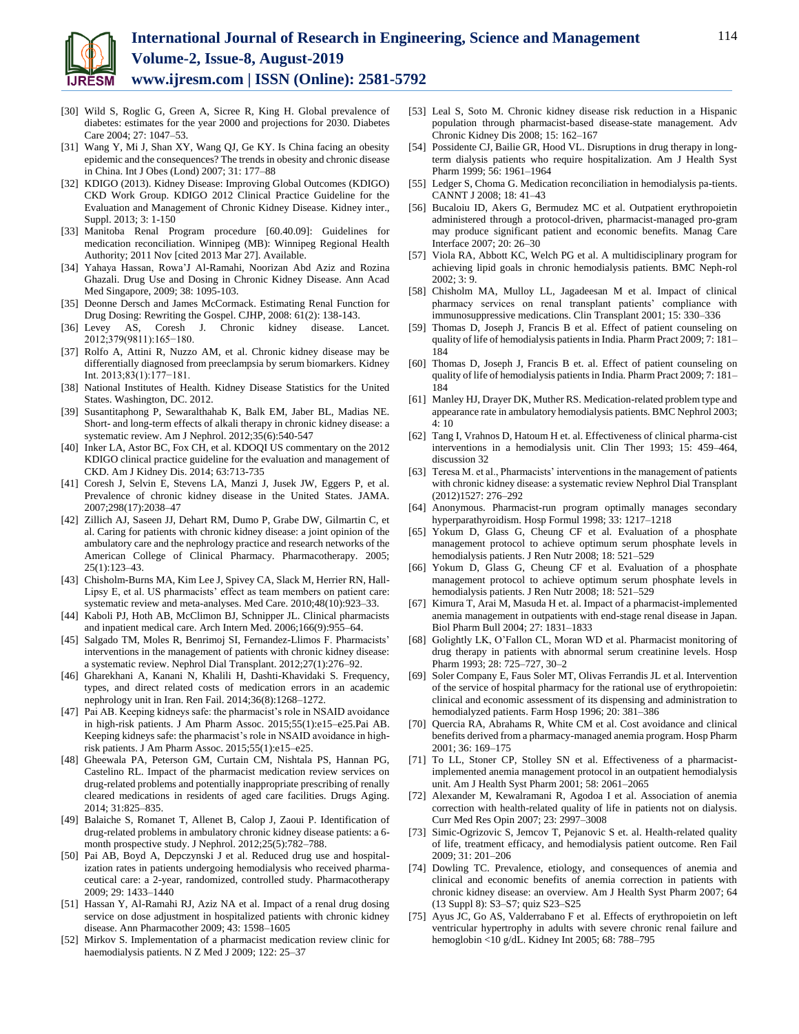[30] Wild S, Roglic G, Green A, Sicree R, King H. Global prevalence of diabetes: estimates for the year 2000 and projections for 2030. Diabetes Care 2004; 27: 1047–53.

[31] Wang Y, Mi J, Shan XY, Wang QJ, Ge KY. Is China facing an obesity epidemic and the consequences? The trends in obesity and chronic disease in China. Int J Obes (Lond) 2007; 31: 177–88

[32] KDIGO (2013). Kidney Disease: Improving Global Outcomes (KDIGO) CKD Work Group. KDIGO 2012 Clinical Practice Guideline for the Evaluation and Management of Chronic Kidney Disease. Kidney inter., Suppl. 2013; 3: 1-150

[33] Manitoba Renal Program procedure [60.40.09]: Guidelines for medication reconciliation. Winnipeg (MB): Winnipeg Regional Health Authority; 2011 Nov [cited 2013 Mar 27]. Available.

[34] Yahaya Hassan, Rowa'J Al-Ramahi, Noorizan Abd Aziz and Rozina Ghazali. Drug Use and Dosing in Chronic Kidney Disease. Ann Acad Med Singapore, 2009; 38: 1095-103.

[35] Deonne Dersch and James McCormack. Estimating Renal Function for Drug Dosing: Rewriting the Gospel. CJHP, 2008: 61(2): 138-143.

[36] Levey AS, Coresh J. Chronic kidney disease. Lancet. 2012;379(9811):165−180.

[37] Rolfo A, Attini R, Nuzzo AM, et al. Chronic kidney disease may be differentially diagnosed from preeclampsia by serum biomarkers. Kidney Int. 2013;83(1):177−181.

[38] National Institutes of Health. Kidney Disease Statistics for the United States. Washington, DC. 2012.

[39] Susantitaphong P, Sewaralthahab K, Balk EM, Jaber BL, Madias NE. Short- and long-term effects of alkali therapy in chronic kidney disease: a systematic review. Am J Nephrol. 2012;35(6):540-547

[40] Inker LA, Astor BC, Fox CH, et al. KDOQI US commentary on the 2012 KDIGO clinical practice guideline for the evaluation and management of CKD. Am J Kidney Dis. 2014; 63:713-735

[41] Coresh J, Selvin E, Stevens LA, Manzi J, Kusek JW, Eggers P, et al. Prevalence of chronic kidney disease in the United States. JAMA. 2007;298(17):2038–47

[42] Zillich AJ, Saseen JJ, Dehart RM, Dumo P, Grabe DW, Gilmartin C, et al. Caring for patients with chronic kidney disease: a joint opinion of the ambulatory care and the nephrology practice and research networks of the American College of Clinical Pharmacy. Pharmacotherapy. 2005; 25(1):123–43.

[43] Chisholm-Burns MA, Kim Lee J, Spivey CA, Slack M, Herrier RN, Hall-Lipsy E, et al. US pharmacists' effect as team members on patient care: systematic review and meta-analyses. Med Care. 2010;48(10):923–33.

[44] Kaboli PJ, Hoth AB, McClimon BJ, Schnipper JL. Clinical pharmacists and inpatient medical care. Arch Intern Med. 2006;166(9):955–64.

[45] Salgado TM, Moles R, Benrimoj SI, Fernandez-Llimos F. Pharmacists' interventions in the management of patients with chronic kidney disease: a systematic review. Nephrol Dial Transplant. 2012;27(1):276–92.

[46] Gharekhani A, Kanani N, Khalili H, Dashti-Khavidaki S. Frequency, types, and direct related costs of medication errors in an academic nephrology unit in Iran. Ren Fail. 2014;36(8):1268–1272.

[47] Pai AB. Keeping kidneys safe: the pharmacist's role in NSAID avoidance in high-risk patients. J Am Pharm Assoc. 2015;55(1):e15–e25.Pai AB. Keeping kidneys safe: the pharmacist's role in NSAID avoidance in high-risk patients. J Am Pharm Assoc. 2015;55(1):e15–e25.

[48] Gheewala PA, Peterson GM, Curtain CM, Nishtala PS, Hannan PG, Castelino RL. Impact of the pharmacist medication review services on drug-related problems and potentially inappropriate prescribing of renally cleared medications in residents of aged care facilities. Drugs Aging. 2014; 31:825–835.

[49] Balaiche S, Romanet T, Allenet B, Calop J, Zaoui P. Identification of drug-related problems in ambulatory chronic kidney disease patients: a 6-month prospective study. J Nephrol. 2012;25(5):782–788.

[50] Pai AB, Boyd A, Depczynski J et al. Reduced drug use and hospitalization rates in patients undergoing hemodialysis who received pharmaceutical care: a 2-year, randomized, controlled study. Pharmacotherapy 2009; 29: 1433–1440

[51] Hassan Y, Al-Ramahi RJ, Aziz NA et al. Impact of a renal drug dosing service on dose adjustment in hospitalized patients with chronic kidney disease. Ann Pharmacother 2009; 43: 1598–1605

[52] Mirkov S. Implementation of a pharmacist medication review clinic for haemodialysis patients. N Z Med J 2009; 122: 25–37

[53] Leal S, Soto M. Chronic kidney disease risk reduction in a Hispanic population through pharmacist-based disease-state management. Adv Chronic Kidney Dis 2008; 15: 162–167

[54] Possidente CJ, Bailie GR, Hood VL. Disruptions in drug therapy in long-term dialysis patients who require hospitalization. Am J Health Syst Pharm 1999; 56: 1961–1964

[55] Ledger S, Choma G. Medication reconciliation in hemodialysis pa-tients. CANNT J 2008; 18: 41–43

[56] Bucaloiu ID, Akers G, Bermudez MC et al. Outpatient erythropoietin administered through a protocol-driven, pharmacist-managed pro-gram may produce significant patient and economic benefits. Manag Care Interface 2007; 20: 26–30

[57] Viola RA, Abbott KC, Welch PG et al. A multidisciplinary program for achieving lipid goals in chronic hemodialysis patients. BMC Neph-rol 2002; 3: 9.

[58] Chisholm MA, Mulloy LL, Jagadeesan M et al. Impact of clinical pharmacy services on renal transplant patients' compliance with immunosuppressive medications. Clin Transplant 2001; 15: 330–336

[59] Thomas D, Joseph J, Francis B et al. Effect of patient counseling on quality of life of hemodialysis patients in India. Pharm Pract 2009; 7: 181–184

[60] Thomas D, Joseph J, Francis B et. al. Effect of patient counseling on quality of life of hemodialysis patients in India. Pharm Pract 2009; 7: 181–184

[61] Manley HJ, Drayer DK, Muther RS. Medication-related problem type and appearance rate in ambulatory hemodialysis patients. BMC Nephrol 2003; 4: 10

[62] Tang I, Vrahnos D, Hatoum H et. al. Effectiveness of clinical pharma-cist interventions in a hemodialysis unit. Clin Ther 1993; 15: 459–464, discussion 32

[63] Teresa M. et al., Pharmacists' interventions in the management of patients with chronic kidney disease: a systematic review Nephrol Dial Transplant (2012)1527: 276–292

[64] Anonymous. Pharmacist-run program optimally manages secondary hyperparathyroidism. Hosp Formul 1998; 33: 1217–1218

[65] Yokum D, Glass G, Cheung CF et al. Evaluation of a phosphate management protocol to achieve optimum serum phosphate levels in hemodialysis patients. J Ren Nutr 2008; 18: 521–529

[66] Yokum D, Glass G, Cheung CF et al. Evaluation of a phosphate management protocol to achieve optimum serum phosphate levels in hemodialysis patients. J Ren Nutr 2008; 18: 521–529

[67] Kimura T, Arai M, Masuda H et al. Impact of a pharmacist-implemented anemia management in outpatients with end-stage renal disease in Japan. Biol Pharm Bull 2004; 27: 1831–1833

[68] Golightly LK, O'Fallon CL, Moran WD et al. Pharmacist monitoring of drug therapy in patients with abnormal serum creatinine levels. Hosp Pharm 1993; 28: 725–727, 30–2

[69] Soler Company E, Faus Soler MT, Olivas Ferrandis JL et al. Intervention of the service of hospital pharmacy for the rational use of erythropoietin: clinical and economic assessment of its dispensing and administration to hemodialyzed patients. Farm Hosp 1996; 20: 381–386

[70] Quercia RA, Abrahams R, White CM et al. Cost avoidance and clinical benefits derived from a pharmacy-managed anemia program. Hosp Pharm 2001; 36: 169–175

[71] To LL, Stoner CP, Stolley SN et al. Effectiveness of a pharmacist-implemented anemia management protocol in an outpatient hemodialysis unit. Am J Health Syst Pharm 2001; 58: 2061–2065

[72] Alexander M, Kewalramani R, Agodoa I et al. Association of anemia correction with health-related quality of life in patients not on dialysis. Curr Med Res Opin 2007; 23: 2997–3008

[73] Simic-Ogrizovic S, Jemcov T, Pejanovic S et. al. Health-related quality of life, treatment efficacy, and hemodialysis patient outcome. Ren Fail 2009; 31: 201–206

[74] Dowling TC. Prevalence, etiology, and consequences of anemia and clinical and economic benefits of anemia correction in patients with chronic kidney disease: an overview. Am J Health Syst Pharm 2007; 64 (13 Suppl 8): S3–S7; quiz S23–S25

[75] Ayus JC, Go AS, Valderrabano F et al. Effects of erythropoietin on left ventricular hypertrophy in adults with severe chronic renal failure and hemoglobin <10 g/dL. Kidney Int 2005; 68: 788–795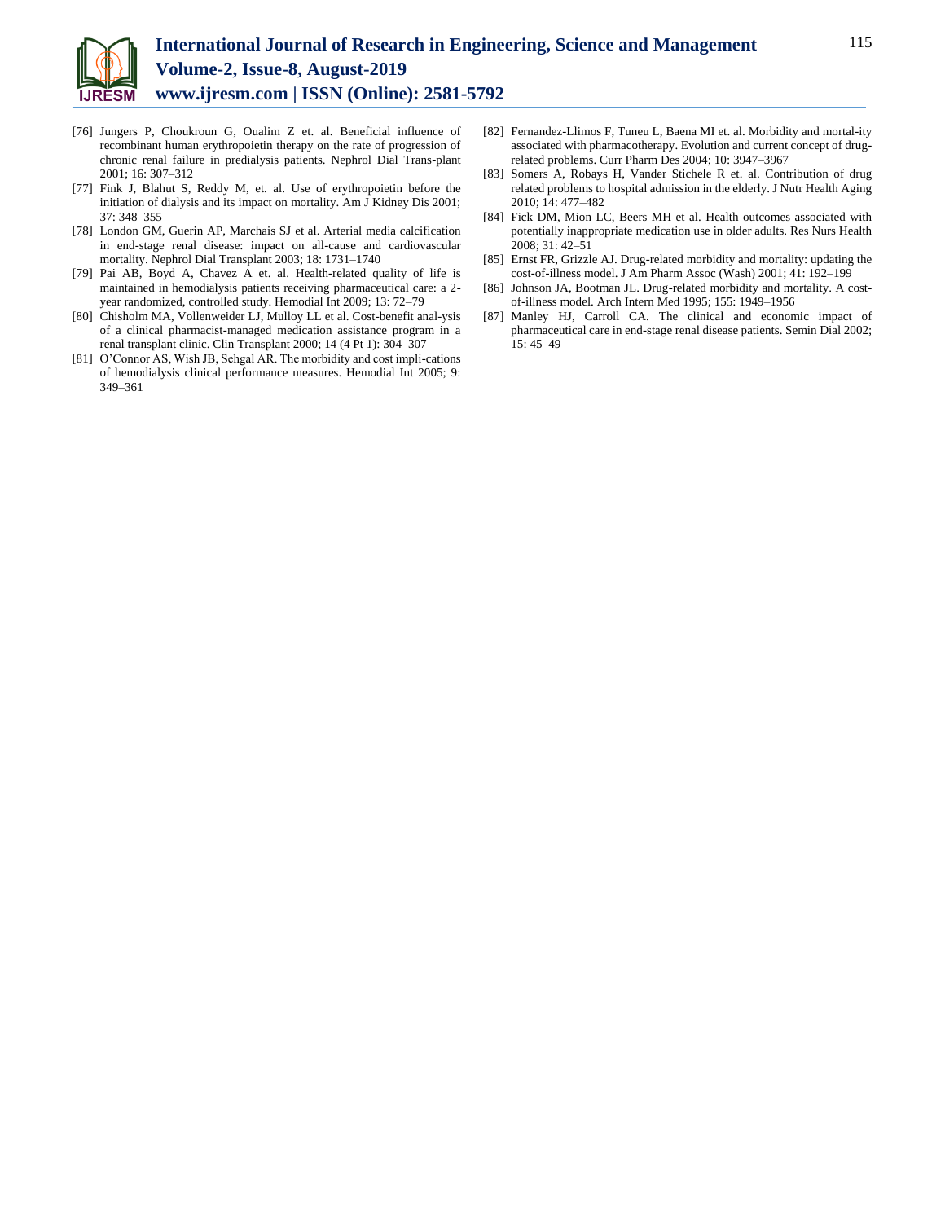[76] Jungers P, Choukroun G, Oualim Z et. al. Beneficial influence of recombinant human erythropoietin therapy on the rate of progression of chronic renal failure in predialysis patients. Nephrol Dial Trans-plant 2001; 16: 307–312

[77] Fink J, Blahut S, Reddy M, et. al. Use of erythropoietin before the initiation of dialysis and its impact on mortality. Am J Kidney Dis 2001; 37: 348–355

[78] London GM, Guerin AP, Marchais SJ et al. Arterial media calcification in end-stage renal disease: impact on all-cause and cardiovascular mortality. Nephrol Dial Transplant 2003; 18: 1731–1740

[79] Pai AB, Boyd A, Chavez A et. al. Health-related quality of life is maintained in hemodialysis patients receiving pharmaceutical care: a 2-year randomized, controlled study. Hemodial Int 2009; 13: 72–79

[80] Chisholm MA, Vollenweider LJ, Mulloy LL et al. Cost-benefit anal-ysis of a clinical pharmacist-managed medication assistance program in a renal transplant clinic. Clin Transplant 2000; 14 (4 Pt 1): 304–307

[81] O'Connor AS, Wish JB, Sehgal AR. The morbidity and cost impli-cations of hemodialysis clinical performance measures. Hemodial Int 2005; 9: 349–361

[82] Fernandez-Llimos F, Tuneu L, Baena MI et. al. Morbidity and mortal-ity associated with pharmacotherapy. Evolution and current concept of drug-related problems. Curr Pharm Des 2004; 10: 3947–3967

[83] Somers A, Robays H, Vander Stichele R et. al. Contribution of drug related problems to hospital admission in the elderly. J Nutr Health Aging 2010; 14: 477–482

[84] Fick DM, Mion LC, Beers MH et al. Health outcomes associated with potentially inappropriate medication use in older adults. Res Nurs Health 2008; 31: 42–51

[85] Ernst FR, Grizzle AJ. Drug-related morbidity and mortality: updating the cost-of-illness model. J Am Pharm Assoc (Wash) 2001; 41: 192–199

[86] Johnson JA, Bootman JL. Drug-related morbidity and mortality. A cost-of-illness model. Arch Intern Med 1995; 155: 1949–1956

[87] Manley HJ, Carroll CA. The clinical and economic impact of pharmaceutical care in end-stage renal disease patients. Semin Dial 2002; 15: 45–49